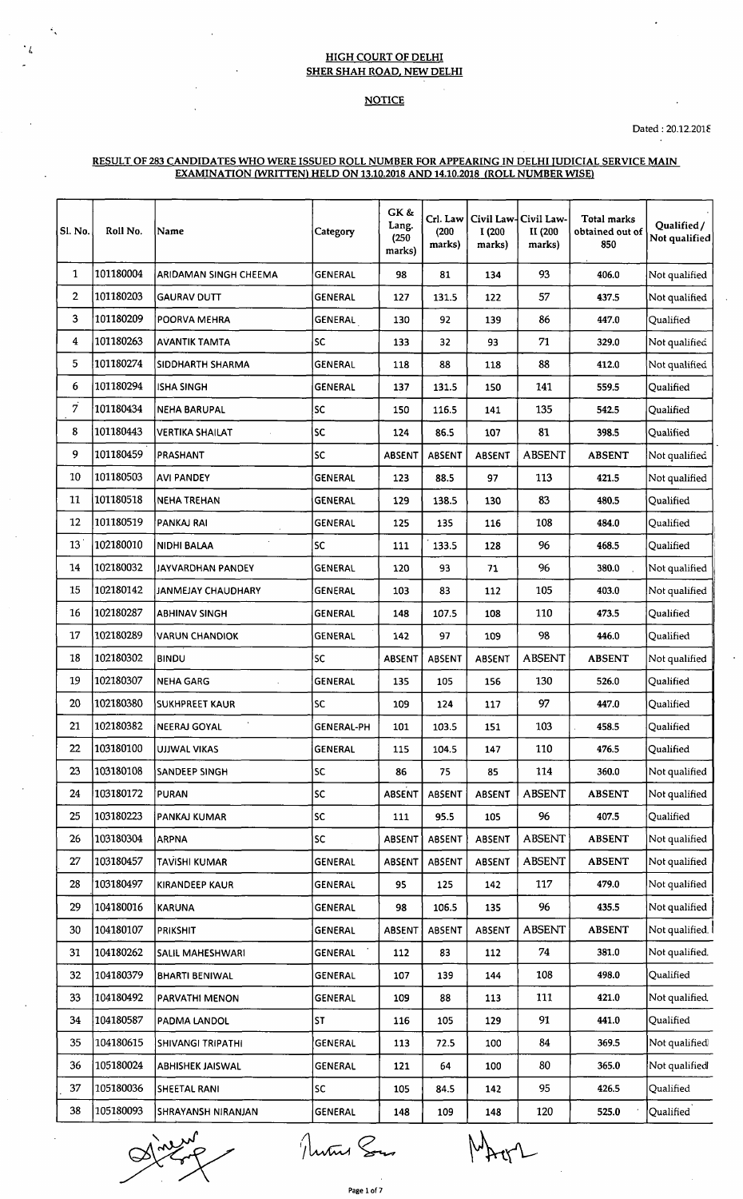**HIGH COURT OF DELHI**
**SHER SHAH ROAD, NEW DELHI**

**NOTICE**

Dated : 20.12.2018

**RESULT OF 283 CANDIDATES WHO WERE ISSUED ROLL NUMBER FOR APPEARING IN DELHI JUDICIAL SERVICE MAIN EXAMINATION (WRITTEN) HELD ON 13.10.2018 AND 14.10.2018 (ROLL NUMBER WISE)**

| Sl. No. | Roll No. | Name | Category | GK & Lang. (250 marks) | Crl. Law (200 marks) | Civil Law-I (200 marks) | Civil Law-II (200 marks) | Total marks obtained out of 850 | Qualified / Not qualified |
|---|---|---|---|---|---|---|---|---|---|
| 1 | 101180004 | ARIDAMAN SINGH CHEEMA | GENERAL | 98 | 81 | 134 | 93 | 406.0 | Not qualified |
| 2 | 101180203 | GAURAV DUTT | GENERAL | 127 | 131.5 | 122 | 57 | 437.5 | Not qualified |
| 3 | 101180209 | POORVA MEHRA | GENERAL | 130 | 92 | 139 | 86 | 447.0 | Qualified |
| 4 | 101180263 | AVANTIK TAMTA | SC | 133 | 32 | 93 | 71 | 329.0 | Not qualified |
| 5 | 101180274 | SIDDHARTH SHARMA | GENERAL | 118 | 88 | 118 | 88 | 412.0 | Not qualified |
| 6 | 101180294 | ISHA SINGH | GENERAL | 137 | 131.5 | 150 | 141 | 559.5 | Qualified |
| 7 | 101180434 | NEHA BARUPAL | SC | 150 | 116.5 | 141 | 135 | 542.5 | Qualified |
| 8 | 101180443 | VERTIKA SHAILAT | SC | 124 | 86.5 | 107 | 81 | 398.5 | Qualified |
| 9 | 101180459 | PRASHANT | SC | ABSENT | ABSENT | ABSENT | ABSENT | ABSENT | Not qualified |
| 10 | 101180503 | AVI PANDEY | GENERAL | 123 | 88.5 | 97 | 113 | 421.5 | Not qualified |
| 11 | 101180518 | NEHA TREHAN | GENERAL | 129 | 138.5 | 130 | 83 | 480.5 | Qualified |
| 12 | 101180519 | PANKAJ RAI | GENERAL | 125 | 135 | 116 | 108 | 484.0 | Qualified |
| 13 | 102180010 | NIDHI BALAA | SC | 111 | 133.5 | 128 | 96 | 468.5 | Qualified |
| 14 | 102180032 | JAYVARDHAN PANDEY | GENERAL | 120 | 93 | 71 | 96 | 380.0 | Not qualified |
| 15 | 102180142 | JANMEJAY CHAUDHARY | GENERAL | 103 | 83 | 112 | 105 | 403.0 | Not qualified |
| 16 | 102180287 | ABHINAV SINGH | GENERAL | 148 | 107.5 | 108 | 110 | 473.5 | Qualified |
| 17 | 102180289 | VARUN CHANDIOK | GENERAL | 142 | 97 | 109 | 98 | 446.0 | Qualified |
| 18 | 102180302 | BINDU | SC | ABSENT | ABSENT | ABSENT | ABSENT | ABSENT | Not qualified |
| 19 | 102180307 | NEHA GARG | GENERAL | 135 | 105 | 156 | 130 | 526.0 | Qualified |
| 20 | 102180380 | SUKHPREET KAUR | SC | 109 | 124 | 117 | 97 | 447.0 | Qualified |
| 21 | 102180382 | NEERAJ GOYAL | GENERAL-PH | 101 | 103.5 | 151 | 103 | 458.5 | Qualified |
| 22 | 103180100 | UJJWAL VIKAS | GENERAL | 115 | 104.5 | 147 | 110 | 476.5 | Qualified |
| 23 | 103180108 | SANDEEP SINGH | SC | 86 | 75 | 85 | 114 | 360.0 | Not qualified |
| 24 | 103180172 | PURAN | SC | ABSENT | ABSENT | ABSENT | ABSENT | ABSENT | Not qualified |
| 25 | 103180223 | PANKAJ KUMAR | SC | 111 | 95.5 | 105 | 96 | 407.5 | Qualified |
| 26 | 103180304 | ARPNA | SC | ABSENT | ABSENT | ABSENT | ABSENT | ABSENT | Not qualified |
| 27 | 103180457 | TAVISHI KUMAR | GENERAL | ABSENT | ABSENT | ABSENT | ABSENT | ABSENT | Not qualified |
| 28 | 103180497 | KIRANDEEP KAUR | GENERAL | 95 | 125 | 142 | 117 | 479.0 | Not qualified |
| 29 | 104180016 | KARUNA | GENERAL | 98 | 106.5 | 135 | 96 | 435.5 | Not qualified |
| 30 | 104180107 | PRIKSHIT | GENERAL | ABSENT | ABSENT | ABSENT | ABSENT | ABSENT | Not qualified. |
| 31 | 104180262 | SALIL MAHESHWARI | GENERAL | 112 | 83 | 112 | 74 | 381.0 | Not qualified. |
| 32 | 104180379 | BHARTI BENIWAL | GENERAL | 107 | 139 | 144 | 108 | 498.0 | Qualified |
| 33 | 104180492 | PARVATHI MENON | GENERAL | 109 | 88 | 113 | 111 | 421.0 | Not qualified. |
| 34 | 104180587 | PADMA LANDOL | ST | 116 | 105 | 129 | 91 | 441.0 | Qualified |
| 35 | 104180615 | SHIVANGI TRIPATHI | GENERAL | 113 | 72.5 | 100 | 84 | 369.5 | Not qualified |
| 36 | 105180024 | ABHISHEK JAISWAL | GENERAL | 121 | 64 | 100 | 80 | 365.0 | Not qualified |
| 37 | 105180036 | SHEETAL RANI | SC | 105 | 84.5 | 142 | 95 | 426.5 | Qualified |
| 38 | 105180093 | SHRAYANSH NIRANJAN | GENERAL | 148 | 109 | 148 | 120 | 525.0 | Qualified |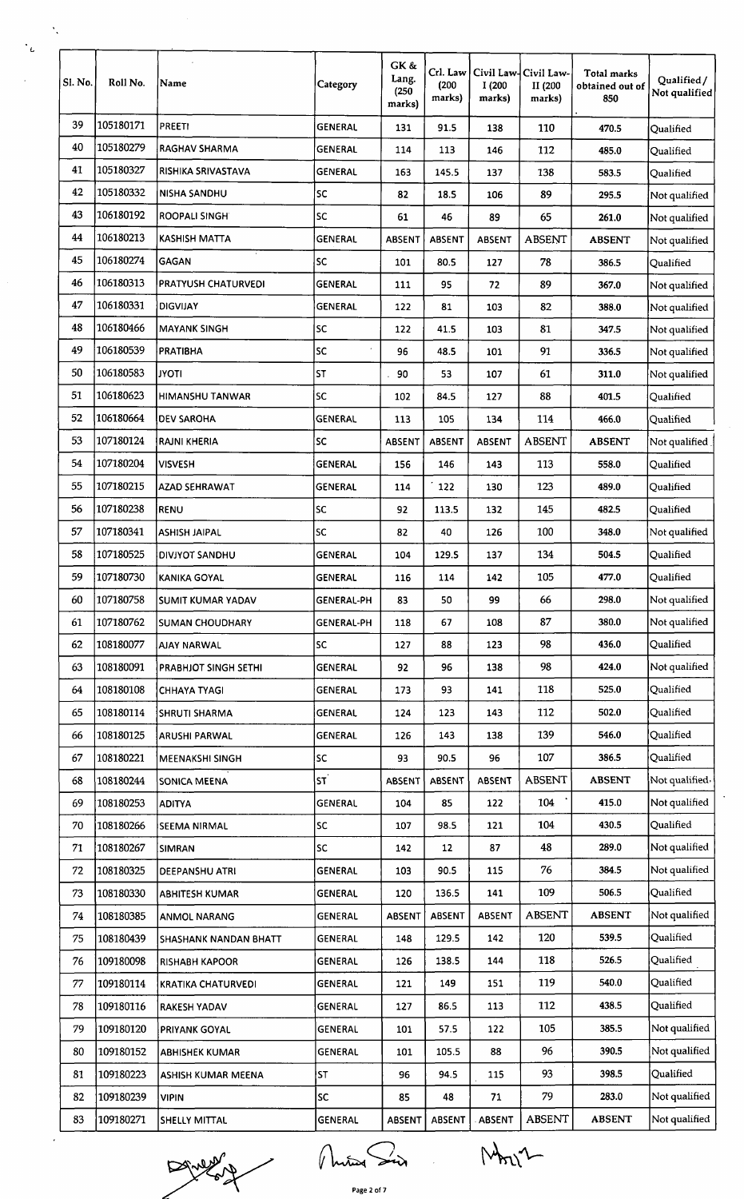| Sl. No. | Roll No. | Name | Category | GK & Lang. (250 marks) | Crl. Law (200 marks) | Civil Law-I (200 marks) | Civil Law-II (200 marks) | Total marks obtained out of 850 | Qualified / Not qualified |
|---|---|---|---|---|---|---|---|---|---|
| 39 | 105180171 | PREETI | GENERAL | 131 | 91.5 | 138 | 110 | 470.5 | Qualified |
| 40 | 105180279 | RAGHAV SHARMA | GENERAL | 114 | 113 | 146 | 112 | 485.0 | Qualified |
| 41 | 105180327 | RISHIKA SRIVASTAVA | GENERAL | 163 | 145.5 | 137 | 138 | 583.5 | Qualified |
| 42 | 105180332 | NISHA SANDHU | SC | 82 | 18.5 | 106 | 89 | 295.5 | Not qualified |
| 43 | 106180192 | ROOPALI SINGH | SC | 61 | 46 | 89 | 65 | 261.0 | Not qualified |
| 44 | 106180213 | KASHISH MATTA | GENERAL | ABSENT | ABSENT | ABSENT | ABSENT | ABSENT | Not qualified |
| 45 | 106180274 | GAGAN | SC | 101 | 80.5 | 127 | 78 | 386.5 | Qualified |
| 46 | 106180313 | PRATYUSH CHATURVEDI | GENERAL | 111 | 95 | 72 | 89 | 367.0 | Not qualified |
| 47 | 106180331 | DIGVIJAY | GENERAL | 122 | 81 | 103 | 82 | 388.0 | Not qualified |
| 48 | 106180466 | MAYANK SINGH | SC | 122 | 41.5 | 103 | 81 | 347.5 | Not qualified |
| 49 | 106180539 | PRATIBHA | SC | 96 | 48.5 | 101 | 91 | 336.5 | Not qualified |
| 50 | 106180583 | JYOTI | ST | 90 | 53 | 107 | 61 | 311.0 | Not qualified |
| 51 | 106180623 | HIMANSHU TANWAR | SC | 102 | 84.5 | 127 | 88 | 401.5 | Qualified |
| 52 | 106180664 | DEV SAROHA | GENERAL | 113 | 105 | 134 | 114 | 466.0 | Qualified |
| 53 | 107180124 | RAJNI KHERIA | SC | ABSENT | ABSENT | ABSENT | ABSENT | ABSENT | Not qualified |
| 54 | 107180204 | VISVESH | GENERAL | 156 | 146 | 143 | 113 | 558.0 | Qualified |
| 55 | 107180215 | AZAD SEHRAWAT | GENERAL | 114 | 122 | 130 | 123 | 489.0 | Qualified |
| 56 | 107180238 | RENU | SC | 92 | 113.5 | 132 | 145 | 482.5 | Qualified |
| 57 | 107180341 | ASHISH JAIPAL | SC | 82 | 40 | 126 | 100 | 348.0 | Not qualified |
| 58 | 107180525 | DIVJYOT SANDHU | GENERAL | 104 | 129.5 | 137 | 134 | 504.5 | Qualified |
| 59 | 107180730 | KANIKA GOYAL | GENERAL | 116 | 114 | 142 | 105 | 477.0 | Qualified |
| 60 | 107180758 | SUMIT KUMAR YADAV | GENERAL-PH | 83 | 50 | 99 | 66 | 298.0 | Not qualified |
| 61 | 107180762 | SUMAN CHOUDHARY | GENERAL-PH | 118 | 67 | 108 | 87 | 380.0 | Not qualified |
| 62 | 108180077 | AJAY NARWAL | SC | 127 | 88 | 123 | 98 | 436.0 | Qualified |
| 63 | 108180091 | PRABHJOT SINGH SETHI | GENERAL | 92 | 96 | 138 | 98 | 424.0 | Not qualified |
| 64 | 108180108 | CHHAYA TYAGI | GENERAL | 173 | 93 | 141 | 118 | 525.0 | Qualified |
| 65 | 108180114 | SHRUTI SHARMA | GENERAL | 124 | 123 | 143 | 112 | 502.0 | Qualified |
| 66 | 108180125 | ARUSHI PARWAL | GENERAL | 126 | 143 | 138 | 139 | 546.0 | Qualified |
| 67 | 108180221 | MEENAKSHI SINGH | SC | 93 | 90.5 | 96 | 107 | 386.5 | Qualified |
| 68 | 108180244 | SONICA MEENA | ST | ABSENT | ABSENT | ABSENT | ABSENT | ABSENT | Not qualified |
| 69 | 108180253 | ADITYA | GENERAL | 104 | 85 | 122 | 104 | 415.0 | Not qualified |
| 70 | 108180266 | SEEMA NIRMAL | SC | 107 | 98.5 | 121 | 104 | 430.5 | Qualified |
| 71 | 108180267 | SIMRAN | SC | 142 | 12 | 87 | 48 | 289.0 | Not qualified |
| 72 | 108180325 | DEEPANSHU ATRI | GENERAL | 103 | 90.5 | 115 | 76 | 384.5 | Not qualified |
| 73 | 108180330 | ABHITESH KUMAR | GENERAL | 120 | 136.5 | 141 | 109 | 506.5 | Qualified |
| 74 | 108180385 | ANMOL NARANG | GENERAL | ABSENT | ABSENT | ABSENT | ABSENT | ABSENT | Not qualified |
| 75 | 108180439 | SHASHANK NANDAN BHATT | GENERAL | 148 | 129.5 | 142 | 120 | 539.5 | Qualified |
| 76 | 109180098 | RISHABH KAPOOR | GENERAL | 126 | 138.5 | 144 | 118 | 526.5 | Qualified |
| 77 | 109180114 | KRATIKA CHATURVEDI | GENERAL | 121 | 149 | 151 | 119 | 540.0 | Qualified |
| 78 | 109180116 | RAKESH YADAV | GENERAL | 127 | 86.5 | 113 | 112 | 438.5 | Qualified |
| 79 | 109180120 | PRIYANK GOYAL | GENERAL | 101 | 57.5 | 122 | 105 | 385.5 | Not qualified |
| 80 | 109180152 | ABHISHEK KUMAR | GENERAL | 101 | 105.5 | 88 | 96 | 390.5 | Not qualified |
| 81 | 109180223 | ASHISH KUMAR MEENA | ST | 96 | 94.5 | 115 | 93 | 398.5 | Qualified |
| 82 | 109180239 | VIPIN | SC | 85 | 48 | 71 | 79 | 283.0 | Not qualified |
| 83 | 109180271 | SHELLY MITTAL | GENERAL | ABSENT | ABSENT | ABSENT | ABSENT | ABSENT | Not qualified |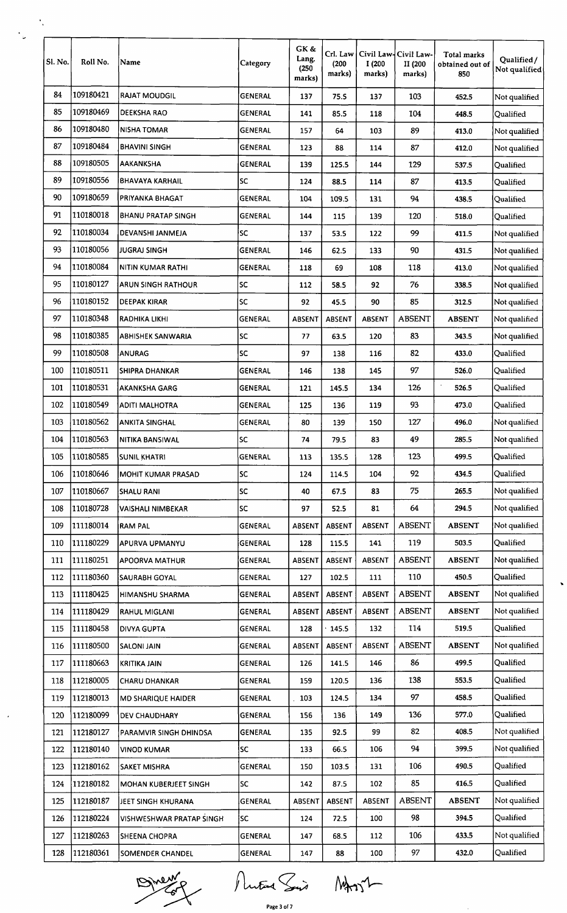| Sl. No. | Roll No. | Name | Category | GK & Lang. (250 marks) | Crl. Law (200 marks) | Civil Law-I (200 marks) | Civil Law-II (200 marks) | Total marks obtained out of 850 | Qualified / Not qualified |
|---|---|---|---|---|---|---|---|---|---|
| 84 | 109180421 | RAJAT MOUDGIL | GENERAL | 137 | 75.5 | 137 | 103 | 452.5 | Not qualified |
| 85 | 109180469 | DEEKSHA RAO | GENERAL | 141 | 85.5 | 118 | 104 | 448.5 | Qualified |
| 86 | 109180480 | NISHA TOMAR | GENERAL | 157 | 64 | 103 | 89 | 413.0 | Not qualified |
| 87 | 109180484 | BHAVINI SINGH | GENERAL | 123 | 88 | 114 | 87 | 412.0 | Not qualified |
| 88 | 109180505 | AAKANKSHA | GENERAL | 139 | 125.5 | 144 | 129 | 537.5 | Qualified |
| 89 | 109180556 | BHAVAYA KARHAIL | SC | 124 | 88.5 | 114 | 87 | 413.5 | Qualified |
| 90 | 109180659 | PRIYANKA BHAGAT | GENERAL | 104 | 109.5 | 131 | 94 | 438.5 | Qualified |
| 91 | 110180018 | BHANU PRATAP SINGH | GENERAL | 144 | 115 | 139 | 120 | 518.0 | Qualified |
| 92 | 110180034 | DEVANSHI JANMEJA | SC | 137 | 53.5 | 122 | 99 | 411.5 | Not qualified |
| 93 | 110180056 | JUGRAJ SINGH | GENERAL | 146 | 62.5 | 133 | 90 | 431.5 | Not qualified |
| 94 | 110180084 | NITIN KUMAR RATHI | GENERAL | 118 | 69 | 108 | 118 | 413.0 | Not qualified |
| 95 | 110180127 | ARUN SINGH RATHOUR | SC | 112 | 58.5 | 92 | 76 | 338.5 | Not qualified |
| 96 | 110180152 | DEEPAK KIRAR | SC | 92 | 45.5 | 90 | 85 | 312.5 | Not qualified |
| 97 | 110180348 | RADHIKA LIKHI | GENERAL | ABSENT | ABSENT | ABSENT | ABSENT | ABSENT | Not qualified |
| 98 | 110180385 | ABHISHEK SANWARIA | SC | 77 | 63.5 | 120 | 83 | 343.5 | Not qualified |
| 99 | 110180508 | ANURAG | SC | 97 | 138 | 116 | 82 | 433.0 | Qualified |
| 100 | 110180511 | SHIPRA DHANKAR | GENERAL | 146 | 138 | 145 | 97 | 526.0 | Qualified |
| 101 | 110180531 | AKANKSHA GARG | GENERAL | 121 | 145.5 | 134 | 126 | 526.5 | Qualified |
| 102 | 110180549 | ADITI MALHOTRA | GENERAL | 125 | 136 | 119 | 93 | 473.0 | Qualified |
| 103 | 110180562 | ANKITA SINGHAL | GENERAL | 80 | 139 | 150 | 127 | 496.0 | Not qualified |
| 104 | 110180563 | NITIKA BANSIWAL | SC | 74 | 79.5 | 83 | 49 | 285.5 | Not qualified |
| 105 | 110180585 | SUNIL KHATRI | GENERAL | 113 | 135.5 | 128 | 123 | 499.5 | Qualified |
| 106 | 110180646 | MOHIT KUMAR PRASAD | SC | 124 | 114.5 | 104 | 92 | 434.5 | Qualified |
| 107 | 110180667 | SHALU RANI | SC | 40 | 67.5 | 83 | 75 | 265.5 | Not qualified |
| 108 | 110180728 | VAISHALI NIMBEKAR | SC | 97 | 52.5 | 81 | 64 | 294.5 | Not qualified |
| 109 | 111180014 | RAM PAL | GENERAL | ABSENT | ABSENT | ABSENT | ABSENT | ABSENT | Not qualified |
| 110 | 111180229 | APURVA UPMANYU | GENERAL | 128 | 115.5 | 141 | 119 | 503.5 | Qualified |
| 111 | 111180251 | APOORVA MATHUR | GENERAL | ABSENT | ABSENT | ABSENT | ABSENT | ABSENT | Not qualified |
| 112 | 111180360 | SAURABH GOYAL | GENERAL | 127 | 102.5 | 111 | 110 | 450.5 | Qualified |
| 113 | 111180425 | HIMANSHU SHARMA | GENERAL | ABSENT | ABSENT | ABSENT | ABSENT | ABSENT | Not qualified |
| 114 | 111180429 | RAHUL MIGLANI | GENERAL | ABSENT | ABSENT | ABSENT | ABSENT | ABSENT | Not qualified |
| 115 | 111180458 | DIVYA GUPTA | GENERAL | 128 | 145.5 | 132 | 114 | 519.5 | Qualified |
| 116 | 111180500 | SALONI JAIN | GENERAL | ABSENT | ABSENT | ABSENT | ABSENT | ABSENT | Not qualified |
| 117 | 111180663 | KRITIKA JAIN | GENERAL | 126 | 141.5 | 146 | 86 | 499.5 | Qualified |
| 118 | 112180005 | CHARU DHANKAR | GENERAL | 159 | 120.5 | 136 | 138 | 553.5 | Qualified |
| 119 | 112180013 | MD SHARIQUE HAIDER | GENERAL | 103 | 124.5 | 134 | 97 | 458.5 | Qualified |
| 120 | 112180099 | DEV CHAUDHARY | GENERAL | 156 | 136 | 149 | 136 | 577.0 | Qualified |
| 121 | 112180127 | PARAMVIR SINGH DHINDSA | GENERAL | 135 | 92.5 | 99 | 82 | 408.5 | Not qualified |
| 122 | 112180140 | VINOD KUMAR | SC | 133 | 66.5 | 106 | 94 | 399.5 | Not qualified |
| 123 | 112180162 | SAKET MISHRA | GENERAL | 150 | 103.5 | 131 | 106 | 490.5 | Qualified |
| 124 | 112180182 | MOHAN KUBERJEET SINGH | SC | 142 | 87.5 | 102 | 85 | 416.5 | Qualified |
| 125 | 112180187 | JEET SINGH KHURANA | GENERAL | ABSENT | ABSENT | ABSENT | ABSENT | ABSENT | Not qualified |
| 126 | 112180224 | VISHWESHWAR PRATAP SINGH | SC | 124 | 72.5 | 100 | 98 | 394.5 | Qualified |
| 127 | 112180263 | SHEENA CHOPRA | GENERAL | 147 | 68.5 | 112 | 106 | 433.5 | Not qualified |
| 128 | 112180361 | SOMENDER CHANDEL | GENERAL | 147 | 88 | 100 | 97 | 432.0 | Qualified |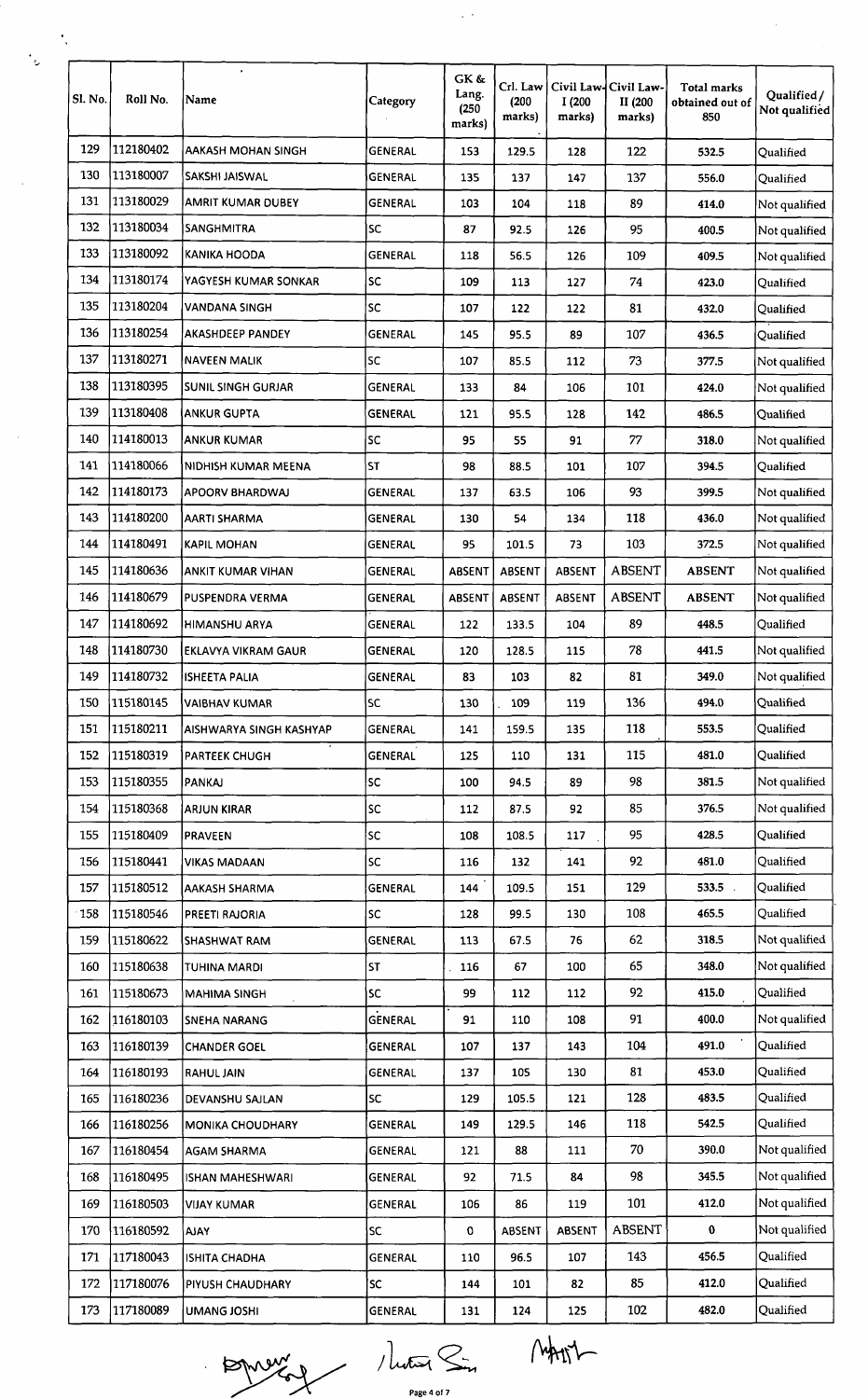| Sl. No. | Roll No. | Name | Category | GK & Lang. (250 marks) | Crl. Law (200 marks) | Civil Law-I (200 marks) | Civil Law-II (200 marks) | Total marks obtained out of 850 | Qualified / Not qualified |
|---|---|---|---|---|---|---|---|---|---|
| 129 | 112180402 | AAKASH MOHAN SINGH | GENERAL | 153 | 129.5 | 128 | 122 | 532.5 | Qualified |
| 130 | 113180007 | SAKSHI JAISWAL | GENERAL | 135 | 137 | 147 | 137 | 556.0 | Qualified |
| 131 | 113180029 | AMRIT KUMAR DUBEY | GENERAL | 103 | 104 | 118 | 89 | 414.0 | Not qualified |
| 132 | 113180034 | SANGHMITRA | SC | 87 | 92.5 | 126 | 95 | 400.5 | Not qualified |
| 133 | 113180092 | KANIKA HOODA | GENERAL | 118 | 56.5 | 126 | 109 | 409.5 | Not qualified |
| 134 | 113180174 | YAGYESH KUMAR SONKAR | SC | 109 | 113 | 127 | 74 | 423.0 | Qualified |
| 135 | 113180204 | VANDANA SINGH | SC | 107 | 122 | 122 | 81 | 432.0 | Qualified |
| 136 | 113180254 | AKASHDEEP PANDEY | GENERAL | 145 | 95.5 | 89 | 107 | 436.5 | Qualified |
| 137 | 113180271 | NAVEEN MALIK | SC | 107 | 85.5 | 112 | 73 | 377.5 | Not qualified |
| 138 | 113180395 | SUNIL SINGH GURJAR | GENERAL | 133 | 84 | 106 | 101 | 424.0 | Not qualified |
| 139 | 113180408 | ANKUR GUPTA | GENERAL | 121 | 95.5 | 128 | 142 | 486.5 | Qualified |
| 140 | 114180013 | ANKUR KUMAR | SC | 95 | 55 | 91 | 77 | 318.0 | Not qualified |
| 141 | 114180066 | NIDHISH KUMAR MEENA | ST | 98 | 88.5 | 101 | 107 | 394.5 | Qualified |
| 142 | 114180173 | APOORV BHARDWAJ | GENERAL | 137 | 63.5 | 106 | 93 | 399.5 | Not qualified |
| 143 | 114180200 | AARTI SHARMA | GENERAL | 130 | 54 | 134 | 118 | 436.0 | Not qualified |
| 144 | 114180491 | KAPIL MOHAN | GENERAL | 95 | 101.5 | 73 | 103 | 372.5 | Not qualified |
| 145 | 114180636 | ANKIT KUMAR VIHAN | GENERAL | ABSENT | ABSENT | ABSENT | ABSENT | ABSENT | Not qualified |
| 146 | 114180679 | PUSPENDRA VERMA | GENERAL | ABSENT | ABSENT | ABSENT | ABSENT | ABSENT | Not qualified |
| 147 | 114180692 | HIMANSHU ARYA | GENERAL | 122 | 133.5 | 104 | 89 | 448.5 | Qualified |
| 148 | 114180730 | EKLAVYA VIKRAM GAUR | GENERAL | 120 | 128.5 | 115 | 78 | 441.5 | Not qualified |
| 149 | 114180732 | ISHEETA PALIA | GENERAL | 83 | 103 | 82 | 81 | 349.0 | Not qualified |
| 150 | 115180145 | VAIBHAV KUMAR | SC | 130 | 109 | 119 | 136 | 494.0 | Qualified |
| 151 | 115180211 | AISHWARYA SINGH KASHYAP | GENERAL | 141 | 159.5 | 135 | 118 | 553.5 | Qualified |
| 152 | 115180319 | PARTEEK CHUGH | GENERAL | 125 | 110 | 131 | 115 | 481.0 | Qualified |
| 153 | 115180355 | PANKAJ | SC | 100 | 94.5 | 89 | 98 | 381.5 | Not qualified |
| 154 | 115180368 | ARJUN KIRAR | SC | 112 | 87.5 | 92 | 85 | 376.5 | Not qualified |
| 155 | 115180409 | PRAVEEN | SC | 108 | 108.5 | 117 | 95 | 428.5 | Qualified |
| 156 | 115180441 | VIKAS MADAAN | SC | 116 | 132 | 141 | 92 | 481.0 | Qualified |
| 157 | 115180512 | AAKASH SHARMA | GENERAL | 144 | 109.5 | 151 | 129 | 533.5 | Qualified |
| 158 | 115180546 | PREETI RAJORIA | SC | 128 | 99.5 | 130 | 108 | 465.5 | Qualified |
| 159 | 115180622 | SHASHWAT RAM | GENERAL | 113 | 67.5 | 76 | 62 | 318.5 | Not qualified |
| 160 | 115180638 | TUHINA MARDI | ST | 116 | 67 | 100 | 65 | 348.0 | Not qualified |
| 161 | 115180673 | MAHIMA SINGH | SC | 99 | 112 | 112 | 92 | 415.0 | Qualified |
| 162 | 116180103 | SNEHA NARANG | GENERAL | 91 | 110 | 108 | 91 | 400.0 | Not qualified |
| 163 | 116180139 | CHANDER GOEL | GENERAL | 107 | 137 | 143 | 104 | 491.0 | Qualified |
| 164 | 116180193 | RAHUL JAIN | GENERAL | 137 | 105 | 130 | 81 | 453.0 | Qualified |
| 165 | 116180236 | DEVANSHU SAJLAN | SC | 129 | 105.5 | 121 | 128 | 483.5 | Qualified |
| 166 | 116180256 | MONIKA CHOUDHARY | GENERAL | 149 | 129.5 | 146 | 118 | 542.5 | Qualified |
| 167 | 116180454 | AGAM SHARMA | GENERAL | 121 | 88 | 111 | 70 | 390.0 | Not qualified |
| 168 | 116180495 | ISHAN MAHESHWARI | GENERAL | 92 | 71.5 | 84 | 98 | 345.5 | Not qualified |
| 169 | 116180503 | VIJAY KUMAR | GENERAL | 106 | 86 | 119 | 101 | 412.0 | Not qualified |
| 170 | 116180592 | AJAY | SC | 0 | ABSENT | ABSENT | ABSENT | 0 | Not qualified |
| 171 | 117180043 | ISHITA CHADHA | GENERAL | 110 | 96.5 | 107 | 143 | 456.5 | Qualified |
| 172 | 117180076 | PIYUSH CHAUDHARY | SC | 144 | 101 | 82 | 85 | 412.0 | Qualified |
| 173 | 117180089 | UMANG JOSHI | GENERAL | 131 | 124 | 125 | 102 | 482.0 | Qualified |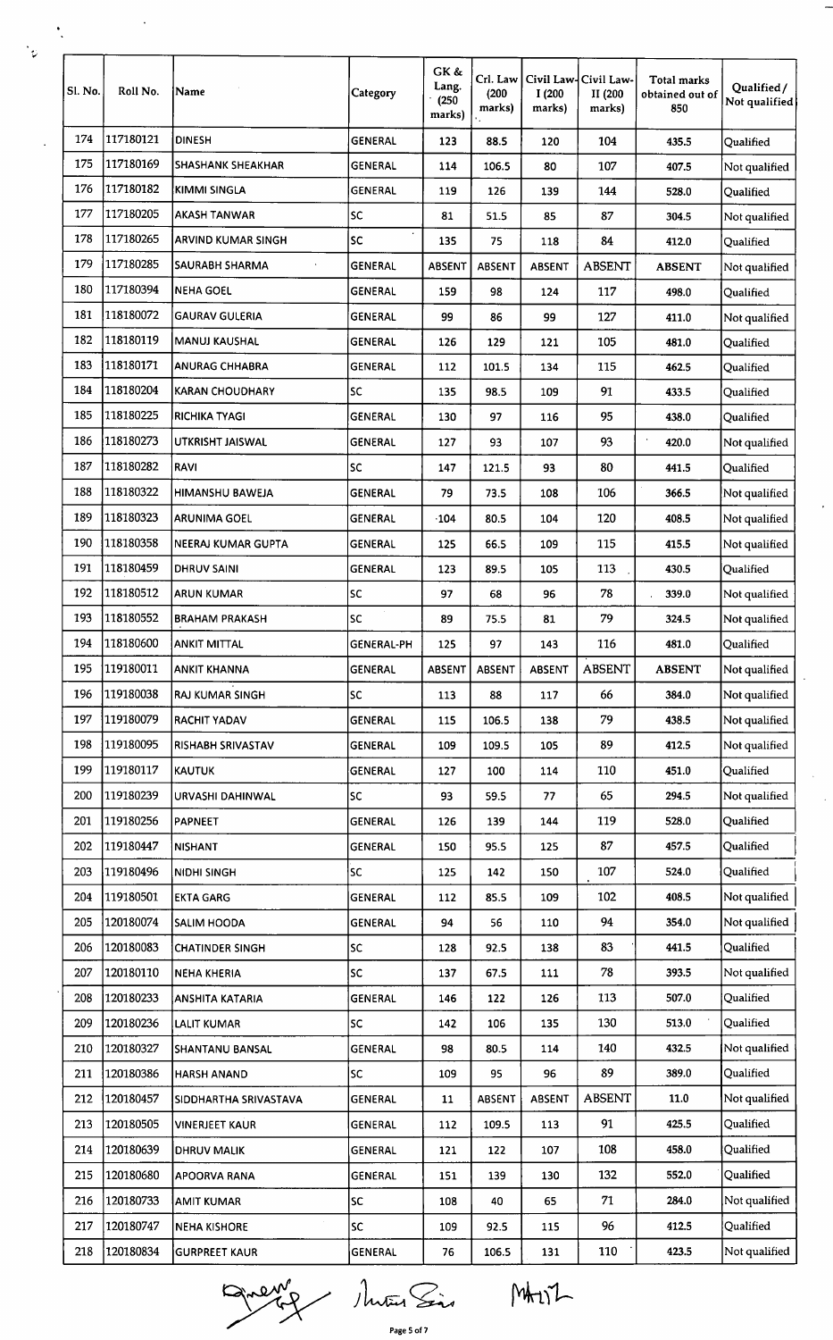| Sl. No. | Roll No. | Name | Category | GK & Lang. (250 marks) | Crl. Law (200 marks) | Civil Law-I (200 marks) | Civil Law-II (200 marks) | Total marks obtained out of 850 | Qualified / Not qualified |
|---|---|---|---|---|---|---|---|---|---|
| 174 | 117180121 | DINESH | GENERAL | 123 | 88.5 | 120 | 104 | 435.5 | Qualified |
| 175 | 117180169 | SHASHANK SHEAKHAR | GENERAL | 114 | 106.5 | 80 | 107 | 407.5 | Not qualified |
| 176 | 117180182 | KIMMI SINGLA | GENERAL | 119 | 126 | 139 | 144 | 528.0 | Qualified |
| 177 | 117180205 | AKASH TANWAR | SC | 81 | 51.5 | 85 | 87 | 304.5 | Not qualified |
| 178 | 117180265 | ARVIND KUMAR SINGH | SC | 135 | 75 | 118 | 84 | 412.0 | Qualified |
| 179 | 117180285 | SAURABH SHARMA | GENERAL | ABSENT | ABSENT | ABSENT | ABSENT | ABSENT | Not qualified |
| 180 | 117180394 | NEHA GOEL | GENERAL | 159 | 98 | 124 | 117 | 498.0 | Qualified |
| 181 | 118180072 | GAURAV GULERIA | GENERAL | 99 | 86 | 99 | 127 | 411.0 | Not qualified |
| 182 | 118180119 | MANUJ KAUSHAL | GENERAL | 126 | 129 | 121 | 105 | 481.0 | Qualified |
| 183 | 118180171 | ANURAG CHHABRA | GENERAL | 112 | 101.5 | 134 | 115 | 462.5 | Qualified |
| 184 | 118180204 | KARAN CHOUDHARY | SC | 135 | 98.5 | 109 | 91 | 433.5 | Qualified |
| 185 | 118180225 | RICHIKA TYAGI | GENERAL | 130 | 97 | 116 | 95 | 438.0 | Qualified |
| 186 | 118180273 | UTKRISHT JAISWAL | GENERAL | 127 | 93 | 107 | 93 | 420.0 | Not qualified |
| 187 | 118180282 | RAVI | SC | 147 | 121.5 | 93 | 80 | 441.5 | Qualified |
| 188 | 118180322 | HIMANSHU BAWEJA | GENERAL | 79 | 73.5 | 108 | 106 | 366.5 | Not qualified |
| 189 | 118180323 | ARUNIMA GOEL | GENERAL | 104 | 80.5 | 104 | 120 | 408.5 | Not qualified |
| 190 | 118180358 | NEERAJ KUMAR GUPTA | GENERAL | 125 | 66.5 | 109 | 115 | 415.5 | Not qualified |
| 191 | 118180459 | DHRUV SAINI | GENERAL | 123 | 89.5 | 105 | 113 | 430.5 | Qualified |
| 192 | 118180512 | ARUN KUMAR | SC | 97 | 68 | 96 | 78 | 339.0 | Not qualified |
| 193 | 118180552 | BRAHAM PRAKASH | SC | 89 | 75.5 | 81 | 79 | 324.5 | Not qualified |
| 194 | 118180600 | ANKIT MITTAL | GENERAL-PH | 125 | 97 | 143 | 116 | 481.0 | Qualified |
| 195 | 119180011 | ANKIT KHANNA | GENERAL | ABSENT | ABSENT | ABSENT | ABSENT | ABSENT | Not qualified |
| 196 | 119180038 | RAJ KUMAR SINGH | SC | 113 | 88 | 117 | 66 | 384.0 | Not qualified |
| 197 | 119180079 | RACHIT YADAV | GENERAL | 115 | 106.5 | 138 | 79 | 438.5 | Not qualified |
| 198 | 119180095 | RISHABH SRIVASTAV | GENERAL | 109 | 109.5 | 105 | 89 | 412.5 | Not qualified |
| 199 | 119180117 | KAUTUK | GENERAL | 127 | 100 | 114 | 110 | 451.0 | Qualified |
| 200 | 119180239 | URVASHI DAHINWAL | SC | 93 | 59.5 | 77 | 65 | 294.5 | Not qualified |
| 201 | 119180256 | PAPNEET | GENERAL | 126 | 139 | 144 | 119 | 528.0 | Qualified |
| 202 | 119180447 | NISHANT | GENERAL | 150 | 95.5 | 125 | 87 | 457.5 | Qualified |
| 203 | 119180496 | NIDHI SINGH | SC | 125 | 142 | 150 | 107 | 524.0 | Qualified |
| 204 | 119180501 | EKTA GARG | GENERAL | 112 | 85.5 | 109 | 102 | 408.5 | Not qualified |
| 205 | 120180074 | SALIM HOODA | GENERAL | 94 | 56 | 110 | 94 | 354.0 | Not qualified |
| 206 | 120180083 | CHATINDER SINGH | SC | 128 | 92.5 | 138 | 83 | 441.5 | Qualified |
| 207 | 120180110 | NEHA KHERIA | SC | 137 | 67.5 | 111 | 78 | 393.5 | Not qualified |
| 208 | 120180233 | ANSHITA KATARIA | GENERAL | 146 | 122 | 126 | 113 | 507.0 | Qualified |
| 209 | 120180236 | LALIT KUMAR | SC | 142 | 106 | 135 | 130 | 513.0 | Qualified |
| 210 | 120180327 | SHANTANU BANSAL | GENERAL | 98 | 80.5 | 114 | 140 | 432.5 | Not qualified |
| 211 | 120180386 | HARSH ANAND | SC | 109 | 95 | 96 | 89 | 389.0 | Qualified |
| 212 | 120180457 | SIDDHARTHA SRIVASTAVA | GENERAL | 11 | ABSENT | ABSENT | ABSENT | 11.0 | Not qualified |
| 213 | 120180505 | VINERJEET KAUR | GENERAL | 112 | 109.5 | 113 | 91 | 425.5 | Qualified |
| 214 | 120180639 | DHRUV MALIK | GENERAL | 121 | 122 | 107 | 108 | 458.0 | Qualified |
| 215 | 120180680 | APOORVA RANA | GENERAL | 151 | 139 | 130 | 132 | 552.0 | Qualified |
| 216 | 120180733 | AMIT KUMAR | SC | 108 | 40 | 65 | 71 | 284.0 | Not qualified |
| 217 | 120180747 | NEHA KISHORE | SC | 109 | 92.5 | 115 | 96 | 412.5 | Qualified |
| 218 | 120180834 | GURPREET KAUR | GENERAL | 76 | 106.5 | 131 | 110 | 423.5 | Not qualified |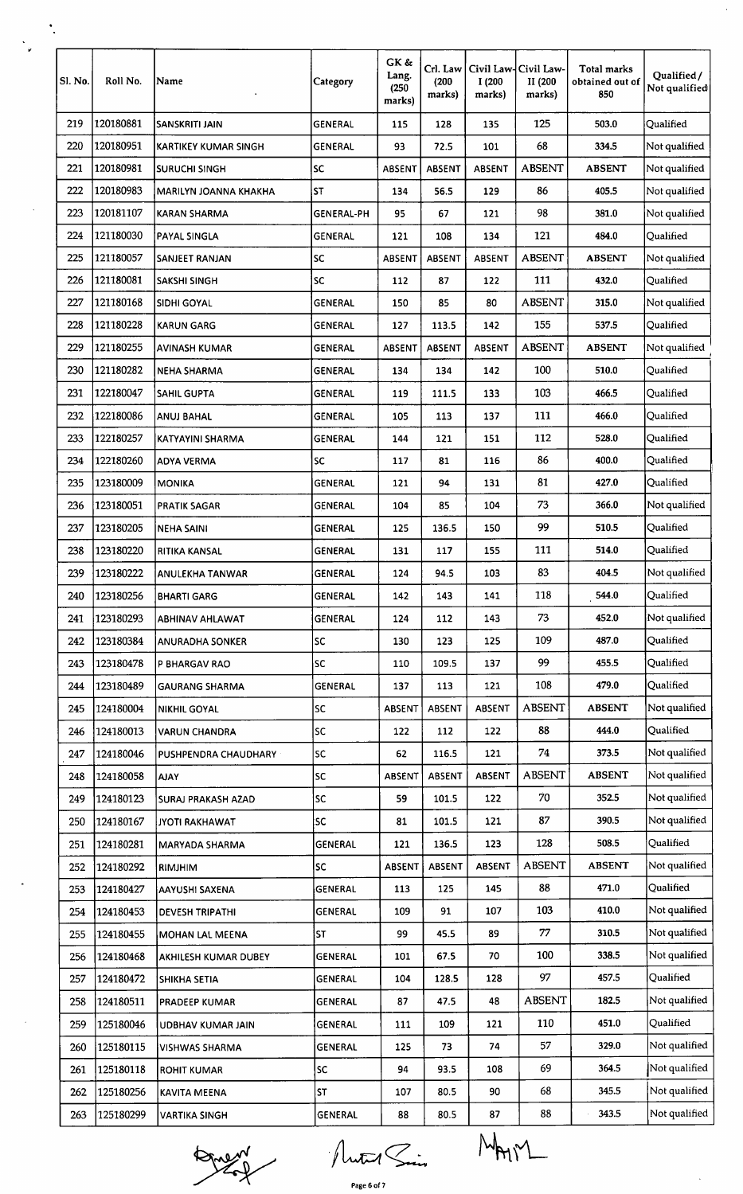| Sl. No. | Roll No. | Name | Category | GK & Lang. (250 marks) | Crl. Law (200 marks) | Civil Law-I (200 marks) | Civil Law-II (200 marks) | Total marks obtained out of 850 | Qualified / Not qualified |
|---|---|---|---|---|---|---|---|---|---|
| 219 | 120180881 | SANSKRITI JAIN | GENERAL | 115 | 128 | 135 | 125 | 503.0 | Qualified |
| 220 | 120180951 | KARTIKEY KUMAR SINGH | GENERAL | 93 | 72.5 | 101 | 68 | 334.5 | Not qualified |
| 221 | 120180981 | SURUCHI SINGH | SC | ABSENT | ABSENT | ABSENT | ABSENT | ABSENT | Not qualified |
| 222 | 120180983 | MARILYN JOANNA KHAKHA | ST | 134 | 56.5 | 129 | 86 | 405.5 | Not qualified |
| 223 | 120181107 | KARAN SHARMA | GENERAL-PH | 95 | 67 | 121 | 98 | 381.0 | Not qualified |
| 224 | 121180030 | PAYAL SINGLA | GENERAL | 121 | 108 | 134 | 121 | 484.0 | Qualified |
| 225 | 121180057 | SANJEET RANJAN | SC | ABSENT | ABSENT | ABSENT | ABSENT | ABSENT | Not qualified |
| 226 | 121180081 | SAKSHI SINGH | SC | 112 | 87 | 122 | 111 | 432.0 | Qualified |
| 227 | 121180168 | SIDHI GOYAL | GENERAL | 150 | 85 | 80 | ABSENT | 315.0 | Not qualified |
| 228 | 121180228 | KARUN GARG | GENERAL | 127 | 113.5 | 142 | 155 | 537.5 | Qualified |
| 229 | 121180255 | AVINASH KUMAR | GENERAL | ABSENT | ABSENT | ABSENT | ABSENT | ABSENT | Not qualified |
| 230 | 121180282 | NEHA SHARMA | GENERAL | 134 | 134 | 142 | 100 | 510.0 | Qualified |
| 231 | 122180047 | SAHIL GUPTA | GENERAL | 119 | 111.5 | 133 | 103 | 466.5 | Qualified |
| 232 | 122180086 | ANUJ BAHAL | GENERAL | 105 | 113 | 137 | 111 | 466.0 | Qualified |
| 233 | 122180257 | KATYAYINI SHARMA | GENERAL | 144 | 121 | 151 | 112 | 528.0 | Qualified |
| 234 | 122180260 | ADYA VERMA | SC | 117 | 81 | 116 | 86 | 400.0 | Qualified |
| 235 | 123180009 | MONIKA | GENERAL | 121 | 94 | 131 | 81 | 427.0 | Qualified |
| 236 | 123180051 | PRATIK SAGAR | GENERAL | 104 | 85 | 104 | 73 | 366.0 | Not qualified |
| 237 | 123180205 | NEHA SAINI | GENERAL | 125 | 136.5 | 150 | 99 | 510.5 | Qualified |
| 238 | 123180220 | RITIKA KANSAL | GENERAL | 131 | 117 | 155 | 111 | 514.0 | Qualified |
| 239 | 123180222 | ANULEKHA TANWAR | GENERAL | 124 | 94.5 | 103 | 83 | 404.5 | Not qualified |
| 240 | 123180256 | BHARTI GARG | GENERAL | 142 | 143 | 141 | 118 | 544.0 | Qualified |
| 241 | 123180293 | ABHINAV AHLAWAT | GENERAL | 124 | 112 | 143 | 73 | 452.0 | Not qualified |
| 242 | 123180384 | ANURADHA SONKER | SC | 130 | 123 | 125 | 109 | 487.0 | Qualified |
| 243 | 123180478 | P BHARGAV RAO | SC | 110 | 109.5 | 137 | 99 | 455.5 | Qualified |
| 244 | 123180489 | GAURANG SHARMA | GENERAL | 137 | 113 | 121 | 108 | 479.0 | Qualified |
| 245 | 124180004 | NIKHIL GOYAL | SC | ABSENT | ABSENT | ABSENT | ABSENT | ABSENT | Not qualified |
| 246 | 124180013 | VARUN CHANDRA | SC | 122 | 112 | 122 | 88 | 444.0 | Qualified |
| 247 | 124180046 | PUSHPENDRA CHAUDHARY | SC | 62 | 116.5 | 121 | 74 | 373.5 | Not qualified |
| 248 | 124180058 | AJAY | SC | ABSENT | ABSENT | ABSENT | ABSENT | ABSENT | Not qualified |
| 249 | 124180123 | SURAJ PRAKASH AZAD | SC | 59 | 101.5 | 122 | 70 | 352.5 | Not qualified |
| 250 | 124180167 | JYOTI RAKHAWAT | SC | 81 | 101.5 | 121 | 87 | 390.5 | Not qualified |
| 251 | 124180281 | MARYADA SHARMA | GENERAL | 121 | 136.5 | 123 | 128 | 508.5 | Qualified |
| 252 | 124180292 | RIMJHIM | SC | ABSENT | ABSENT | ABSENT | ABSENT | ABSENT | Not qualified |
| 253 | 124180427 | AAYUSHI SAXENA | GENERAL | 113 | 125 | 145 | 88 | 471.0 | Qualified |
| 254 | 124180453 | DEVESH TRIPATHI | GENERAL | 109 | 91 | 107 | 103 | 410.0 | Not qualified |
| 255 | 124180455 | MOHAN LAL MEENA | ST | 99 | 45.5 | 89 | 77 | 310.5 | Not qualified |
| 256 | 124180468 | AKHILESH KUMAR DUBEY | GENERAL | 101 | 67.5 | 70 | 100 | 338.5 | Not qualified |
| 257 | 124180472 | SHIKHA SETIA | GENERAL | 104 | 128.5 | 128 | 97 | 457.5 | Qualified |
| 258 | 124180511 | PRADEEP KUMAR | GENERAL | 87 | 47.5 | 48 | ABSENT | 182.5 | Not qualified |
| 259 | 125180046 | UDBHAV KUMAR JAIN | GENERAL | 111 | 109 | 121 | 110 | 451.0 | Qualified |
| 260 | 125180115 | VISHWAS SHARMA | GENERAL | 125 | 73 | 74 | 57 | 329.0 | Not qualified |
| 261 | 125180118 | ROHIT KUMAR | SC | 94 | 93.5 | 108 | 69 | 364.5 | Not qualified |
| 262 | 125180256 | KAVITA MEENA | ST | 107 | 80.5 | 90 | 68 | 345.5 | Not qualified |
| 263 | 125180299 | VARTIKA SINGH | GENERAL | 88 | 80.5 | 87 | 88 | 343.5 | Not qualified |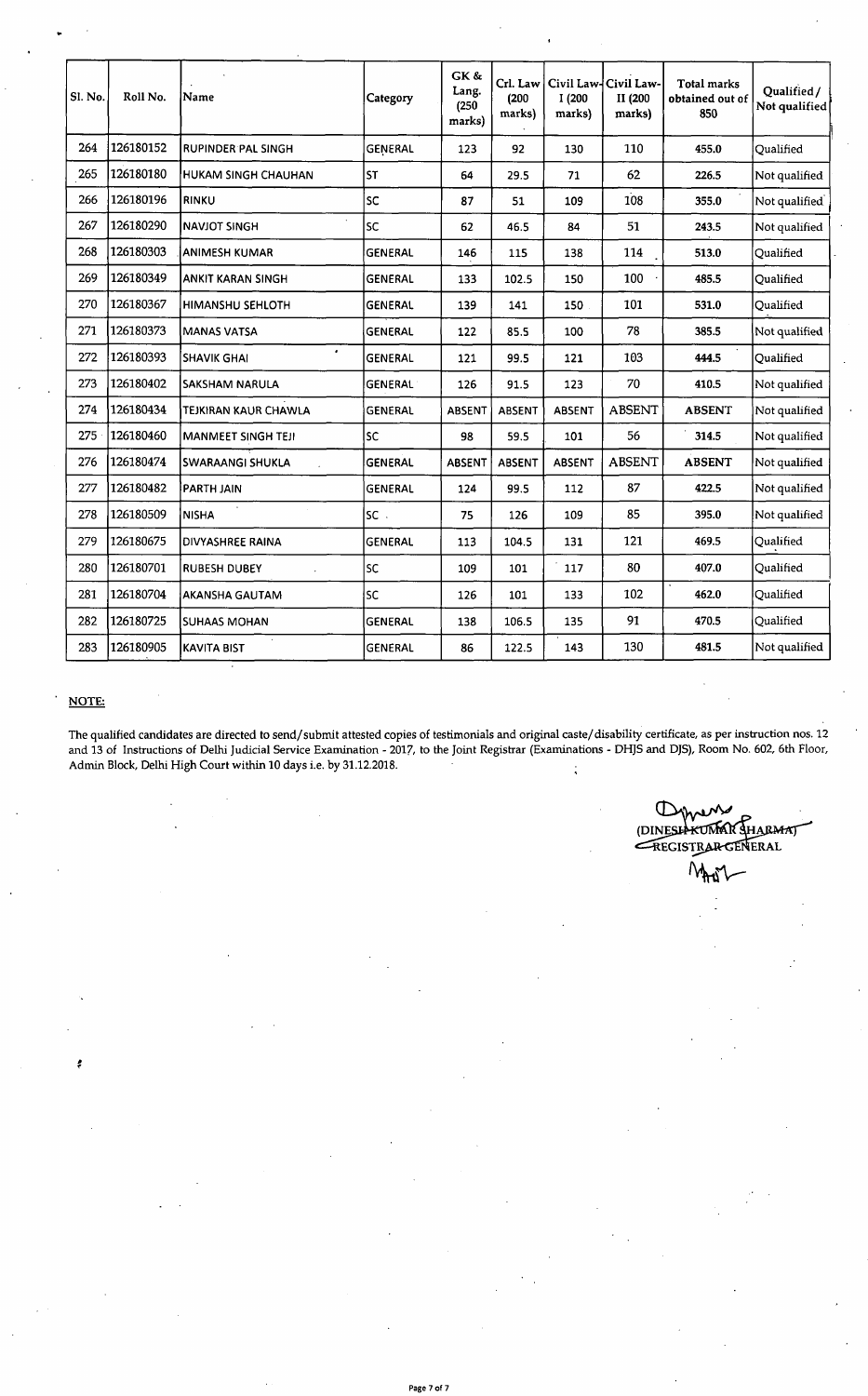| Sl. No. | Roll No. | Name | Category | GK & Lang. (250 marks) | Crl. Law (200 marks) | Civil Law-I (200 marks) | Civil Law-II (200 marks) | Total marks obtained out of 850 | Qualified/ Not qualified |
|---|---|---|---|---|---|---|---|---|---|
| 264 | 126180152 | RUPINDER PAL SINGH | GENERAL | 123 | 92 | 130 | 110 | 455.0 | Qualified |
| 265 | 126180180 | HUKAM SINGH CHAUHAN | ST | 64 | 29.5 | 71 | 62 | 226.5 | Not qualified |
| 266 | 126180196 | RINKU | SC | 87 | 51 | 109 | 108 | 355.0 | Not qualified |
| 267 | 126180290 | NAVJOT SINGH | SC | 62 | 46.5 | 84 | 51 | 243.5 | Not qualified |
| 268 | 126180303 | ANIMESH KUMAR | GENERAL | 146 | 115 | 138 | 114 | 513.0 | Qualified |
| 269 | 126180349 | ANKIT KARAN SINGH | GENERAL | 133 | 102.5 | 150 | 100 | 485.5 | Qualified |
| 270 | 126180367 | HIMANSHU SEHLOTH | GENERAL | 139 | 141 | 150 | 101 | 531.0 | Qualified |
| 271 | 126180373 | MANAS VATSA | GENERAL | 122 | 85.5 | 100 | 78 | 385.5 | Not qualified |
| 272 | 126180393 | SHAVIK GHAI | GENERAL | 121 | 99.5 | 121 | 103 | 444.5 | Qualified |
| 273 | 126180402 | SAKSHAM NARULA | GENERAL | 126 | 91.5 | 123 | 70 | 410.5 | Not qualified |
| 274 | 126180434 | TEJKIRAN KAUR CHAWLA | GENERAL | ABSENT | ABSENT | ABSENT | ABSENT | ABSENT | Not qualified |
| 275 | 126180460 | MANMEET SINGH TEJI | SC | 98 | 59.5 | 101 | 56 | 314.5 | Not qualified |
| 276 | 126180474 | SWARAANGI SHUKLA | GENERAL | ABSENT | ABSENT | ABSENT | ABSENT | ABSENT | Not qualified |
| 277 | 126180482 | PARTH JAIN | GENERAL | 124 | 99.5 | 112 | 87 | 422.5 | Not qualified |
| 278 | 126180509 | NISHA | SC | 75 | 126 | 109 | 85 | 395.0 | Not qualified |
| 279 | 126180675 | DIVYASHREE RAINA | GENERAL | 113 | 104.5 | 131 | 121 | 469.5 | Qualified |
| 280 | 126180701 | RUBESH DUBEY | SC | 109 | 101 | 117 | 80 | 407.0 | Qualified |
| 281 | 126180704 | AKANSHA GAUTAM | SC | 126 | 101 | 133 | 102 | 462.0 | Qualified |
| 282 | 126180725 | SUHAAS MOHAN | GENERAL | 138 | 106.5 | 135 | 91 | 470.5 | Qualified |
| 283 | 126180905 | KAVITA BIST | GENERAL | 86 | 122.5 | 143 | 130 | 481.5 | Not qualified |

**NOTE:**

The qualified candidates are directed to send/submit attested copies of testimonials and original caste/disability certificate, as per instruction nos. 12 and 13 of Instructions of Delhi Judicial Service Examination - 2017, to the Joint Registrar (Examinations - DHJS and DJS), Room No. 602, 6th Floor, Admin Block, Delhi High Court within 10 days i.e. by 31.12.2018.

(DINESH KUMAR SHARMA)
REGISTRAR GENERAL